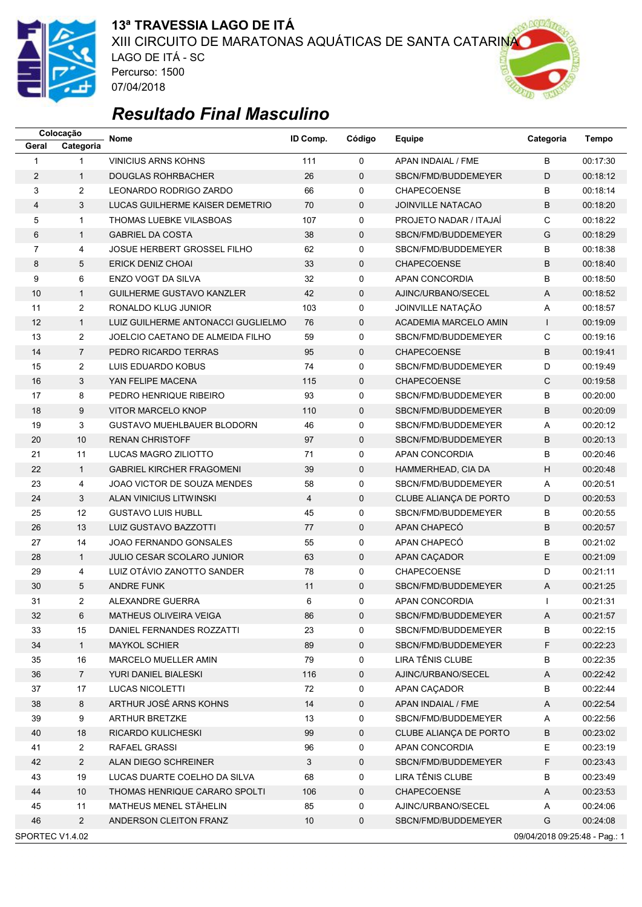**13ª TRAVESSIA LAGO DE ITÁ**

XIII CIRCUITO DE MARATONAS AQUÁTICAS DE SANTA CATARINA

LAGO DE ITÁ - SC

Percurso: 1500

07/04/2018

# *Resultado Final Masculino*

| Colocação | | Nome | ID Comp. | Código | Equipe | Categoria | Tempo |
|---|---|---|---|---|---|---|---|
| Geral | Categoria | | | | | | |
| 1 | 1 | VINICIUS ARNS KOHNS | 111 | 0 | APAN INDAIAL / FME | B | 00:17:30 |
| 2 | 1 | DOUGLAS ROHRBACHER | 26 | 0 | SBCN/FMD/BUDDEMEYER | D | 00:18:12 |
| 3 | 2 | LEONARDO RODRIGO ZARDO | 66 | 0 | CHAPECOENSE | B | 00:18:14 |
| 4 | 3 | LUCAS GUILHERME KAISER DEMETRIO | 70 | 0 | JOINVILLE NATACAO | B | 00:18:20 |
| 5 | 1 | THOMAS LUEBKE VILASBOAS | 107 | 0 | PROJETO NADAR / ITAJAÍ | C | 00:18:22 |
| 6 | 1 | GABRIEL DA COSTA | 38 | 0 | SBCN/FMD/BUDDEMEYER | G | 00:18:29 |
| 7 | 4 | JOSUE HERBERT GROSSEL FILHO | 62 | 0 | SBCN/FMD/BUDDEMEYER | B | 00:18:38 |
| 8 | 5 | ERICK DENIZ CHOAI | 33 | 0 | CHAPECOENSE | B | 00:18:40 |
| 9 | 6 | ENZO VOGT DA SILVA | 32 | 0 | APAN CONCORDIA | B | 00:18:50 |
| 10 | 1 | GUILHERME GUSTAVO KANZLER | 42 | 0 | AJINC/URBANO/SECEL | A | 00:18:52 |
| 11 | 2 | RONALDO KLUG JUNIOR | 103 | 0 | JOINVILLE NATAÇÃO | A | 00:18:57 |
| 12 | 1 | LUIZ GUILHERME ANTONACCI GUGLIELMO | 76 | 0 | ACADEMIA MARCELO AMIN | I | 00:19:09 |
| 13 | 2 | JOELCIO CAETANO DE ALMEIDA FILHO | 59 | 0 | SBCN/FMD/BUDDEMEYER | C | 00:19:16 |
| 14 | 7 | PEDRO RICARDO TERRAS | 95 | 0 | CHAPECOENSE | B | 00:19:41 |
| 15 | 2 | LUIS EDUARDO KOBUS | 74 | 0 | SBCN/FMD/BUDDEMEYER | D | 00:19:49 |
| 16 | 3 | YAN FELIPE MACENA | 115 | 0 | CHAPECOENSE | C | 00:19:58 |
| 17 | 8 | PEDRO HENRIQUE RIBEIRO | 93 | 0 | SBCN/FMD/BUDDEMEYER | B | 00:20:00 |
| 18 | 9 | VITOR MARCELO KNOP | 110 | 0 | SBCN/FMD/BUDDEMEYER | B | 00:20:09 |
| 19 | 3 | GUSTAVO MUEHLBAUER BLODORN | 46 | 0 | SBCN/FMD/BUDDEMEYER | A | 00:20:12 |
| 20 | 10 | RENAN CHRISTOFF | 97 | 0 | SBCN/FMD/BUDDEMEYER | B | 00:20:13 |
| 21 | 11 | LUCAS MAGRO ZILIOTTO | 71 | 0 | APAN CONCORDIA | B | 00:20:46 |
| 22 | 1 | GABRIEL KIRCHER FRAGOMENI | 39 | 0 | HAMMERHEAD, CIA DA | H | 00:20:48 |
| 23 | 4 | JOAO VICTOR DE SOUZA MENDES | 58 | 0 | SBCN/FMD/BUDDEMEYER | A | 00:20:51 |
| 24 | 3 | ALAN VINICIUS LITWINSKI | 4 | 0 | CLUBE ALIANÇA DE PORTO | D | 00:20:53 |
| 25 | 12 | GUSTAVO LUIS HUBLL | 45 | 0 | SBCN/FMD/BUDDEMEYER | B | 00:20:55 |
| 26 | 13 | LUIZ GUSTAVO BAZZOTTI | 77 | 0 | APAN CHAPECÓ | B | 00:20:57 |
| 27 | 14 | JOAO FERNANDO GONSALES | 55 | 0 | APAN CHAPECÓ | B | 00:21:02 |
| 28 | 1 | JULIO CESAR SCOLARO JUNIOR | 63 | 0 | APAN CAÇADOR | E | 00:21:09 |
| 29 | 4 | LUIZ OTÁVIO ZANOTTO SANDER | 78 | 0 | CHAPECOENSE | D | 00:21:11 |
| 30 | 5 | ANDRE FUNK | 11 | 0 | SBCN/FMD/BUDDEMEYER | A | 00:21:25 |
| 31 | 2 | ALEXANDRE GUERRA | 6 | 0 | APAN CONCORDIA | I | 00:21:31 |
| 32 | 6 | MATHEUS OLIVEIRA VEIGA | 86 | 0 | SBCN/FMD/BUDDEMEYER | A | 00:21:57 |
| 33 | 15 | DANIEL FERNANDES ROZZATTI | 23 | 0 | SBCN/FMD/BUDDEMEYER | B | 00:22:15 |
| 34 | 1 | MAYKOL SCHIER | 89 | 0 | SBCN/FMD/BUDDEMEYER | F | 00:22:23 |
| 35 | 16 | MARCELO MUELLER AMIN | 79 | 0 | LIRA TÊNIS CLUBE | B | 00:22:35 |
| 36 | 7 | YURI DANIEL BIALESKI | 116 | 0 | AJINC/URBANO/SECEL | A | 00:22:42 |
| 37 | 17 | LUCAS NICOLETTI | 72 | 0 | APAN CAÇADOR | B | 00:22:44 |
| 38 | 8 | ARTHUR JOSÉ ARNS KOHNS | 14 | 0 | APAN INDAIAL / FME | A | 00:22:54 |
| 39 | 9 | ARTHUR BRETZKE | 13 | 0 | SBCN/FMD/BUDDEMEYER | A | 00:22:56 |
| 40 | 18 | RICARDO KULICHESKI | 99 | 0 | CLUBE ALIANÇA DE PORTO | B | 00:23:02 |
| 41 | 2 | RAFAEL GRASSI | 96 | 0 | APAN CONCORDIA | E | 00:23:19 |
| 42 | 2 | ALAN DIEGO SCHREINER | 3 | 0 | SBCN/FMD/BUDDEMEYER | F | 00:23:43 |
| 43 | 19 | LUCAS DUARTE COELHO DA SILVA | 68 | 0 | LIRA TÊNIS CLUBE | B | 00:23:49 |
| 44 | 10 | THOMAS HENRIQUE CARARO SPOLTI | 106 | 0 | CHAPECOENSE | A | 00:23:53 |
| 45 | 11 | MATHEUS MENEL STÄHELIN | 85 | 0 | AJINC/URBANO/SECEL | A | 00:24:06 |
| 46 | 2 | ANDERSON CLEITON FRANZ | 10 | 0 | SBCN/FMD/BUDDEMEYER | G | 00:24:08 |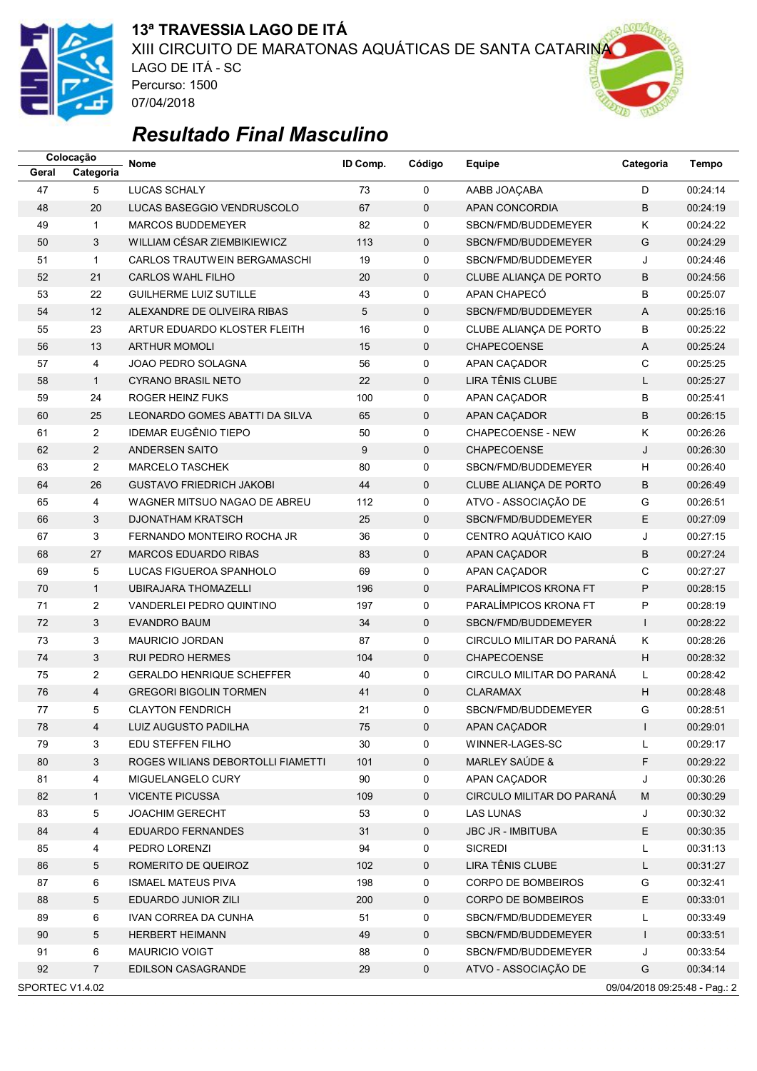**13ª TRAVESSIA LAGO DE ITÁ**

XIII CIRCUITO DE MARATONAS AQUÁTICAS DE SANTA CATARINA

LAGO DE ITÁ - SC

Percurso: 1500

07/04/2018

## *Resultado Final Masculino*

| Colocação | | Nome | ID Comp. | Código | Equipe | Categoria | Tempo |
|---|---|---|---|---|---|---|---|
| Geral | Categoria | | | | | | |
| 47 | 5 | LUCAS SCHALY | 73 | 0 | AABB JOAÇABA | D | 00:24:14 |
| 48 | 20 | LUCAS BASEGGIO VENDRUSCOLO | 67 | 0 | APAN CONCORDIA | B | 00:24:19 |
| 49 | 1 | MARCOS BUDDEMEYER | 82 | 0 | SBCN/FMD/BUDDEMEYER | K | 00:24:22 |
| 50 | 3 | WILLIAM CÉSAR ZIEMBIKIEWICZ | 113 | 0 | SBCN/FMD/BUDDEMEYER | G | 00:24:29 |
| 51 | 1 | CARLOS TRAUTWEIN BERGAMASCHI | 19 | 0 | SBCN/FMD/BUDDEMEYER | J | 00:24:46 |
| 52 | 21 | CARLOS WAHL FILHO | 20 | 0 | CLUBE ALIANÇA DE PORTO | B | 00:24:56 |
| 53 | 22 | GUILHERME LUIZ SUTILLE | 43 | 0 | APAN CHAPECÓ | B | 00:25:07 |
| 54 | 12 | ALEXANDRE DE OLIVEIRA RIBAS | 5 | 0 | SBCN/FMD/BUDDEMEYER | A | 00:25:16 |
| 55 | 23 | ARTUR EDUARDO KLOSTER FLEITH | 16 | 0 | CLUBE ALIANÇA DE PORTO | B | 00:25:22 |
| 56 | 13 | ARTHUR MOMOLI | 15 | 0 | CHAPECOENSE | A | 00:25:24 |
| 57 | 4 | JOAO PEDRO SOLAGNA | 56 | 0 | APAN CAÇADOR | C | 00:25:25 |
| 58 | 1 | CYRANO BRASIL NETO | 22 | 0 | LIRA TÊNIS CLUBE | L | 00:25:27 |
| 59 | 24 | ROGER HEINZ FUKS | 100 | 0 | APAN CAÇADOR | B | 00:25:41 |
| 60 | 25 | LEONARDO GOMES ABATTI DA SILVA | 65 | 0 | APAN CAÇADOR | B | 00:26:15 |
| 61 | 2 | IDEMAR EUGÊNIO TIEPO | 50 | 0 | CHAPECOENSE - NEW | K | 00:26:26 |
| 62 | 2 | ANDERSEN SAITO | 9 | 0 | CHAPECOENSE | J | 00:26:30 |
| 63 | 2 | MARCELO TASCHEK | 80 | 0 | SBCN/FMD/BUDDEMEYER | H | 00:26:40 |
| 64 | 26 | GUSTAVO FRIEDRICH JAKOBI | 44 | 0 | CLUBE ALIANÇA DE PORTO | B | 00:26:49 |
| 65 | 4 | WAGNER MITSUO NAGAO DE ABREU | 112 | 0 | ATVO - ASSOCIAÇÃO DE | G | 00:26:51 |
| 66 | 3 | DJONATHAM KRATSCH | 25 | 0 | SBCN/FMD/BUDDEMEYER | E | 00:27:09 |
| 67 | 3 | FERNANDO MONTEIRO ROCHA JR | 36 | 0 | CENTRO AQUÁTICO KAIO | J | 00:27:15 |
| 68 | 27 | MARCOS EDUARDO RIBAS | 83 | 0 | APAN CAÇADOR | B | 00:27:24 |
| 69 | 5 | LUCAS FIGUEROA SPANHOLO | 69 | 0 | APAN CAÇADOR | C | 00:27:27 |
| 70 | 1 | UBIRAJARA THOMAZELLI | 196 | 0 | PARALÍMPICOS KRONA FT | P | 00:28:15 |
| 71 | 2 | VANDERLEI PEDRO QUINTINO | 197 | 0 | PARALÍMPICOS KRONA FT | P | 00:28:19 |
| 72 | 3 | EVANDRO BAUM | 34 | 0 | SBCN/FMD/BUDDEMEYER | I | 00:28:22 |
| 73 | 3 | MAURICIO JORDAN | 87 | 0 | CIRCULO MILITAR DO PARANÁ | K | 00:28:26 |
| 74 | 3 | RUI PEDRO HERMES | 104 | 0 | CHAPECOENSE | H | 00:28:32 |
| 75 | 2 | GERALDO HENRIQUE SCHEFFER | 40 | 0 | CIRCULO MILITAR DO PARANÁ | L | 00:28:42 |
| 76 | 4 | GREGORI BIGOLIN TORMEN | 41 | 0 | CLARAMAX | H | 00:28:48 |
| 77 | 5 | CLAYTON FENDRICH | 21 | 0 | SBCN/FMD/BUDDEMEYER | G | 00:28:51 |
| 78 | 4 | LUIZ AUGUSTO PADILHA | 75 | 0 | APAN CAÇADOR | I | 00:29:01 |
| 79 | 3 | EDU STEFFEN FILHO | 30 | 0 | WINNER-LAGES-SC | L | 00:29:17 |
| 80 | 3 | ROGES WILIANS DEBORTOLLI FIAMETTI | 101 | 0 | MARLEY SAÚDE & | F | 00:29:22 |
| 81 | 4 | MIGUELANGELO CURY | 90 | 0 | APAN CAÇADOR | J | 00:30:26 |
| 82 | 1 | VICENTE PICUSSA | 109 | 0 | CIRCULO MILITAR DO PARANÁ | M | 00:30:29 |
| 83 | 5 | JOACHIM GERECHT | 53 | 0 | LAS LUNAS | J | 00:30:32 |
| 84 | 4 | EDUARDO FERNANDES | 31 | 0 | JBC JR - IMBITUBA | E | 00:30:35 |
| 85 | 4 | PEDRO LORENZI | 94 | 0 | SICREDI | L | 00:31:13 |
| 86 | 5 | ROMERITO DE QUEIROZ | 102 | 0 | LIRA TÊNIS CLUBE | L | 00:31:27 |
| 87 | 6 | ISMAEL MATEUS PIVA | 198 | 0 | CORPO DE BOMBEIROS | G | 00:32:41 |
| 88 | 5 | EDUARDO JUNIOR ZILI | 200 | 0 | CORPO DE BOMBEIROS | E | 00:33:01 |
| 89 | 6 | IVAN CORREA DA CUNHA | 51 | 0 | SBCN/FMD/BUDDEMEYER | L | 00:33:49 |
| 90 | 5 | HERBERT HEIMANN | 49 | 0 | SBCN/FMD/BUDDEMEYER | I | 00:33:51 |
| 91 | 6 | MAURICIO VOIGT | 88 | 0 | SBCN/FMD/BUDDEMEYER | J | 00:33:54 |
| 92 | 7 | EDILSON CASAGRANDE | 29 | 0 | ATVO - ASSOCIAÇÃO DE | G | 00:34:14 |

SPORTEC V1.4.02 — 09/04/2018 09:25:48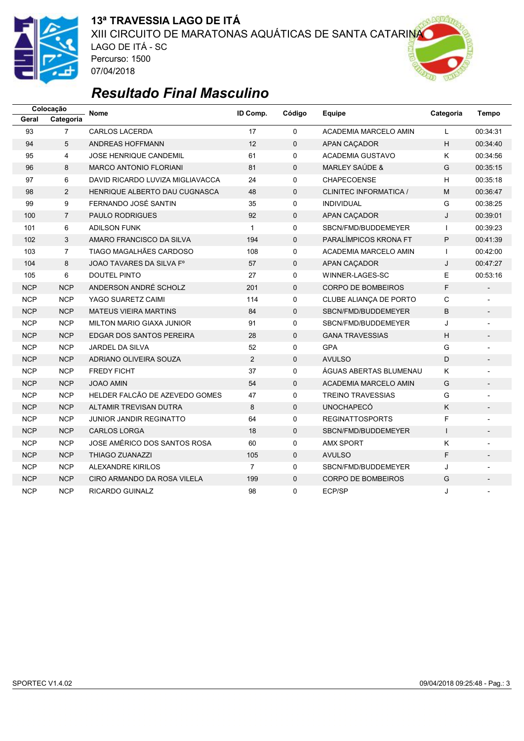**13ª TRAVESSIA LAGO DE ITÁ**

XIII CIRCUITO DE MARATONAS AQUÁTICAS DE SANTA CATARINA

LAGO DE ITÁ - SC

Percurso: 1500

07/04/2018

## *Resultado Final Masculino*

| Colocação | | Nome | ID Comp. | Código | Equipe | Categoria | Tempo |
|---|---|---|---|---|---|---|---|
| Geral | Categoria | | | | | | |
| 93 | 7 | CARLOS LACERDA | 17 | 0 | ACADEMIA MARCELO AMIN | L | 00:34:31 |
| 94 | 5 | ANDREAS HOFFMANN | 12 | 0 | APAN CAÇADOR | H | 00:34:40 |
| 95 | 4 | JOSE HENRIQUE CANDEMIL | 61 | 0 | ACADEMIA GUSTAVO | K | 00:34:56 |
| 96 | 8 | MARCO ANTONIO FLORIANI | 81 | 0 | MARLEY SAÚDE & | G | 00:35:15 |
| 97 | 6 | DAVID RICARDO LUVIZA MIGLIAVACCA | 24 | 0 | CHAPECOENSE | H | 00:35:18 |
| 98 | 2 | HENRIQUE ALBERTO DAU CUGNASCA | 48 | 0 | CLINITEC INFORMATICA / | M | 00:36:47 |
| 99 | 9 | FERNANDO JOSÉ SANTIN | 35 | 0 | INDIVIDUAL | G | 00:38:25 |
| 100 | 7 | PAULO RODRIGUES | 92 | 0 | APAN CAÇADOR | J | 00:39:01 |
| 101 | 6 | ADILSON FUNK | 1 | 0 | SBCN/FMD/BUDDEMEYER | I | 00:39:23 |
| 102 | 3 | AMARO FRANCISCO DA SILVA | 194 | 0 | PARALÍMPICOS KRONA FT | P | 00:41:39 |
| 103 | 7 | TIAGO MAGALHÃES CARDOSO | 108 | 0 | ACADEMIA MARCELO AMIN | I | 00:42:00 |
| 104 | 8 | JOAO TAVARES DA SILVA Fº | 57 | 0 | APAN CAÇADOR | J | 00:47:27 |
| 105 | 6 | DOUTEL PINTO | 27 | 0 | WINNER-LAGES-SC | E | 00:53:16 |
| NCP | NCP | ANDERSON ANDRÉ SCHOLZ | 201 | 0 | CORPO DE BOMBEIROS | F | - |
| NCP | NCP | YAGO SUARETZ CAIMI | 114 | 0 | CLUBE ALIANÇA DE PORTO | C | - |
| NCP | NCP | MATEUS VIEIRA MARTINS | 84 | 0 | SBCN/FMD/BUDDEMEYER | B | - |
| NCP | NCP | MILTON MARIO GIAXA JUNIOR | 91 | 0 | SBCN/FMD/BUDDEMEYER | J | - |
| NCP | NCP | EDGAR DOS SANTOS PEREIRA | 28 | 0 | GANA TRAVESSIAS | H | - |
| NCP | NCP | JARDEL DA SILVA | 52 | 0 | GPA | G | - |
| NCP | NCP | ADRIANO OLIVEIRA SOUZA | 2 | 0 | AVULSO | D | - |
| NCP | NCP | FREDY FICHT | 37 | 0 | ÁGUAS ABERTAS BLUMENAU | K | - |
| NCP | NCP | JOAO AMIN | 54 | 0 | ACADEMIA MARCELO AMIN | G | - |
| NCP | NCP | HELDER FALCÃO DE AZEVEDO GOMES | 47 | 0 | TREINO TRAVESSIAS | G | - |
| NCP | NCP | ALTAMIR TREVISAN DUTRA | 8 | 0 | UNOCHAPECÓ | K | - |
| NCP | NCP | JUNIOR JANDIR REGINATTO | 64 | 0 | REGINATTOSPORTS | F | - |
| NCP | NCP | CARLOS LORGA | 18 | 0 | SBCN/FMD/BUDDEMEYER | I | - |
| NCP | NCP | JOSE AMÉRICO DOS SANTOS ROSA | 60 | 0 | AMX SPORT | K | - |
| NCP | NCP | THIAGO ZUANAZZI | 105 | 0 | AVULSO | F | - |
| NCP | NCP | ALEXANDRE KIRILOS | 7 | 0 | SBCN/FMD/BUDDEMEYER | J | - |
| NCP | NCP | CIRO ARMANDO DA ROSA VILELA | 199 | 0 | CORPO DE BOMBEIROS | G | - |
| NCP | NCP | RICARDO GUINALZ | 98 | 0 | ECP/SP | J | - |